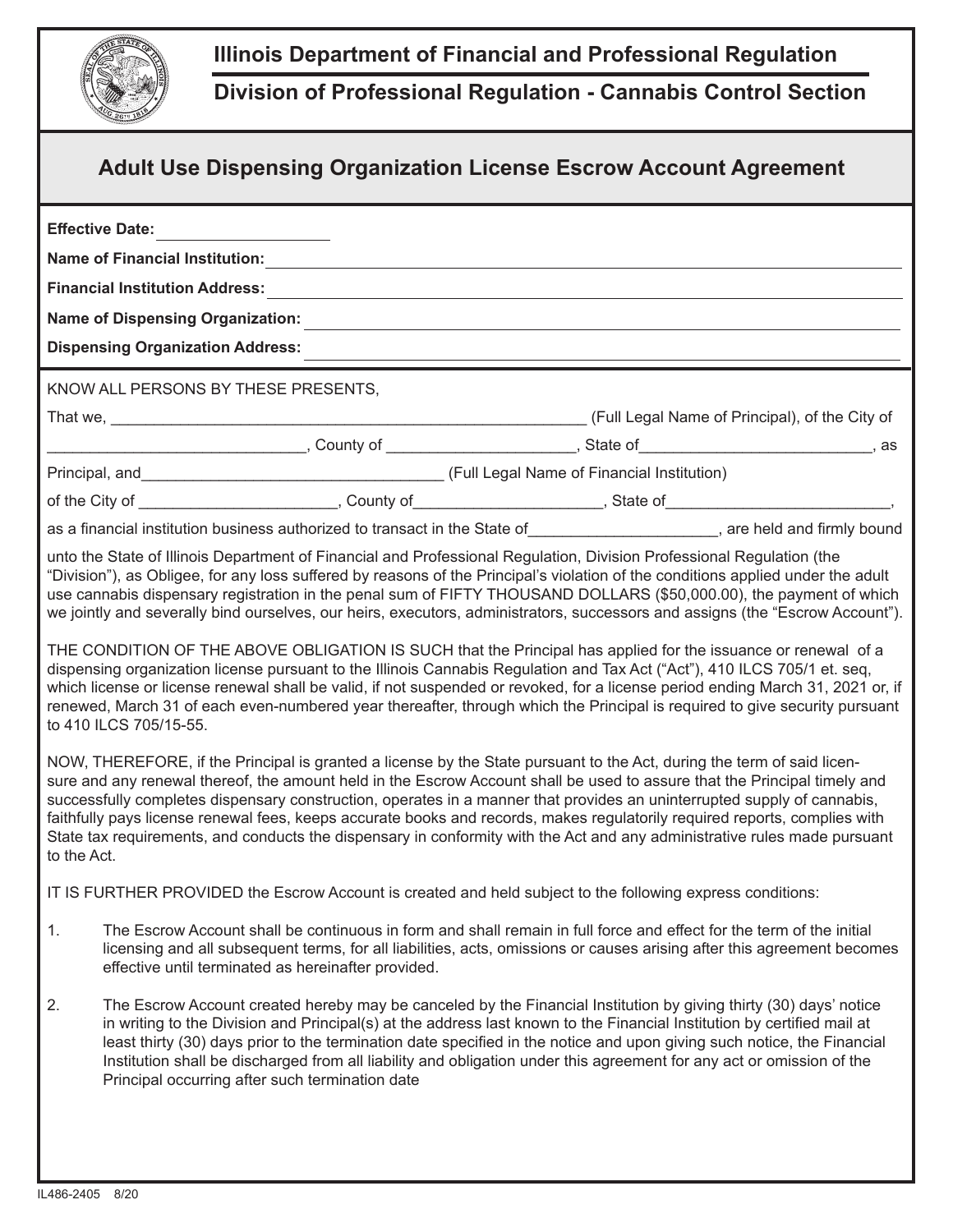**Illinois Department of Financial and Professional Regulation**

**Division of Professional Regulation - Cannabis Control Section**

## Adult Use Dispensing Organization License Escrow Account Agreement

**Effective Date:** ____________________

**Name of Financial Institution:** ____________________

**Financial Institution Address:** ____________________

**Name of Dispensing Organization:** ____________________

**Dispensing Organization Address:** ____________________

KNOW ALL PERSONS BY THESE PRESENTS,

That we, ________________________________________ (Full Legal Name of Principal), of the City of ______________________________, County of _____________________, State of__________________________, as Principal, and__________________________________ (Full Legal Name of Financial Institution) of the City of ______________________, County of_____________________, State of_________________________, as a financial institution business authorized to transact in the State of_____________________, are held and firmly bound

unto the State of Illinois Department of Financial and Professional Regulation, Division Professional Regulation (the "Division"), as Obligee, for any loss suffered by reasons of the Principal's violation of the conditions applied under the adult use cannabis dispensary registration in the penal sum of FIFTY THOUSAND DOLLARS ($50,000.00), the payment of which we jointly and severally bind ourselves, our heirs, executors, administrators, successors and assigns (the "Escrow Account").

THE CONDITION OF THE ABOVE OBLIGATION IS SUCH that the Principal has applied for the issuance or renewal of a dispensing organization license pursuant to the Illinois Cannabis Regulation and Tax Act ("Act"), 410 ILCS 705/1 et. seq, which license or license renewal shall be valid, if not suspended or revoked, for a license period ending March 31, 2021 or, if renewed, March 31 of each even-numbered year thereafter, through which the Principal is required to give security pursuant to 410 ILCS 705/15-55.

NOW, THEREFORE, if the Principal is granted a license by the State pursuant to the Act, during the term of said licensure and any renewal thereof, the amount held in the Escrow Account shall be used to assure that the Principal timely and successfully completes dispensary construction, operates in a manner that provides an uninterrupted supply of cannabis, faithfully pays license renewal fees, keeps accurate books and records, makes regulatorily required reports, complies with State tax requirements, and conducts the dispensary in conformity with the Act and any administrative rules made pursuant to the Act.

IT IS FURTHER PROVIDED the Escrow Account is created and held subject to the following express conditions:

1. The Escrow Account shall be continuous in form and shall remain in full force and effect for the term of the initial licensing and all subsequent terms, for all liabilities, acts, omissions or causes arising after this agreement becomes effective until terminated as hereinafter provided.

2. The Escrow Account created hereby may be canceled by the Financial Institution by giving thirty (30) days' notice in writing to the Division and Principal(s) at the address last known to the Financial Institution by certified mail at least thirty (30) days prior to the termination date specified in the notice and upon giving such notice, the Financial Institution shall be discharged from all liability and obligation under this agreement for any act or omission of the Principal occurring after such termination date

IL486-2405 8/20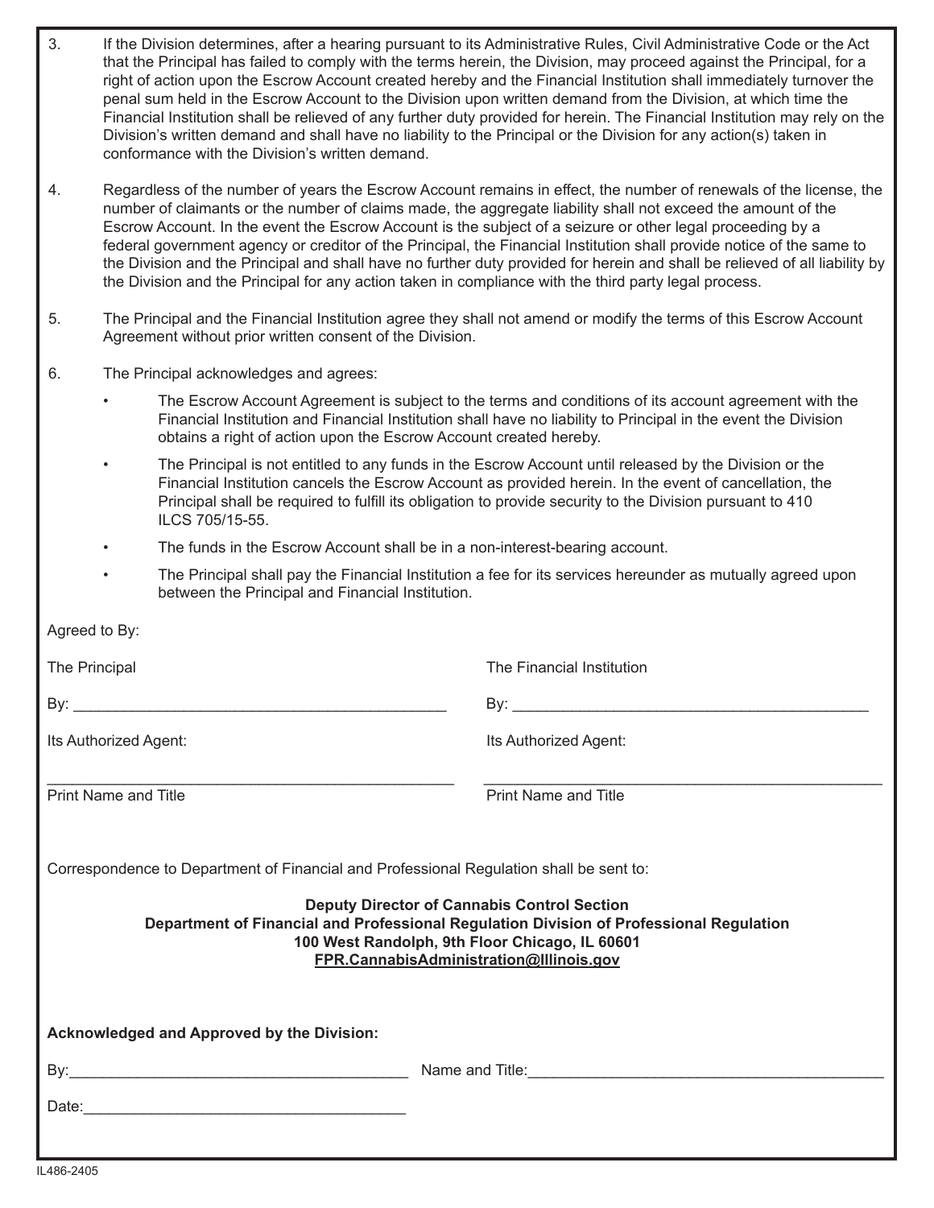3. If the Division determines, after a hearing pursuant to its Administrative Rules, Civil Administrative Code or the Act that the Principal has failed to comply with the terms herein, the Division, may proceed against the Principal, for a right of action upon the Escrow Account created hereby and the Financial Institution shall immediately turnover the penal sum held in the Escrow Account to the Division upon written demand from the Division, at which time the Financial Institution shall be relieved of any further duty provided for herein. The Financial Institution may rely on the Division's written demand and shall have no liability to the Principal or the Division for any action(s) taken in conformance with the Division's written demand.

4. Regardless of the number of years the Escrow Account remains in effect, the number of renewals of the license, the number of claimants or the number of claims made, the aggregate liability shall not exceed the amount of the Escrow Account. In the event the Escrow Account is the subject of a seizure or other legal proceeding by a federal government agency or creditor of the Principal, the Financial Institution shall provide notice of the same to the Division and the Principal and shall have no further duty provided for herein and shall be relieved of all liability by the Division and the Principal for any action taken in compliance with the third party legal process.

5. The Principal and the Financial Institution agree they shall not amend or modify the terms of this Escrow Account Agreement without prior written consent of the Division.

6. The Principal acknowledges and agrees:
   - The Escrow Account Agreement is subject to the terms and conditions of its account agreement with the Financial Institution and Financial Institution shall have no liability to Principal in the event the Division obtains a right of action upon the Escrow Account created hereby.
   - The Principal is not entitled to any funds in the Escrow Account until released by the Division or the Financial Institution cancels the Escrow Account as provided herein. In the event of cancellation, the Principal shall be required to fulfill its obligation to provide security to the Division pursuant to 410 ILCS 705/15-55.
   - The funds in the Escrow Account shall be in a non-interest-bearing account.
   - The Principal shall pay the Financial Institution a fee for its services hereunder as mutually agreed upon between the Principal and Financial Institution.

Agreed to By:

| | |
|---|---|
| The Principal | The Financial Institution |
| By: ____________________________________________ | By: ____________________________________________ |
| Its Authorized Agent: | Its Authorized Agent: |
| ________________________________________________ | ________________________________________________ |
| Print Name and Title | Print Name and Title |

Correspondence to Department of Financial and Professional Regulation shall be sent to:

**Deputy Director of Cannabis Control Section**
**Department of Financial and Professional Regulation Division of Professional Regulation**
**100 West Randolph, 9th Floor Chicago, IL 60601**
**FPR.CannabisAdministration@Illinois.gov**

**Acknowledged and Approved by the Division:**

By:_______________________________________ Name and Title:___________________________________________

Date:_____________________________________

IL486-2405